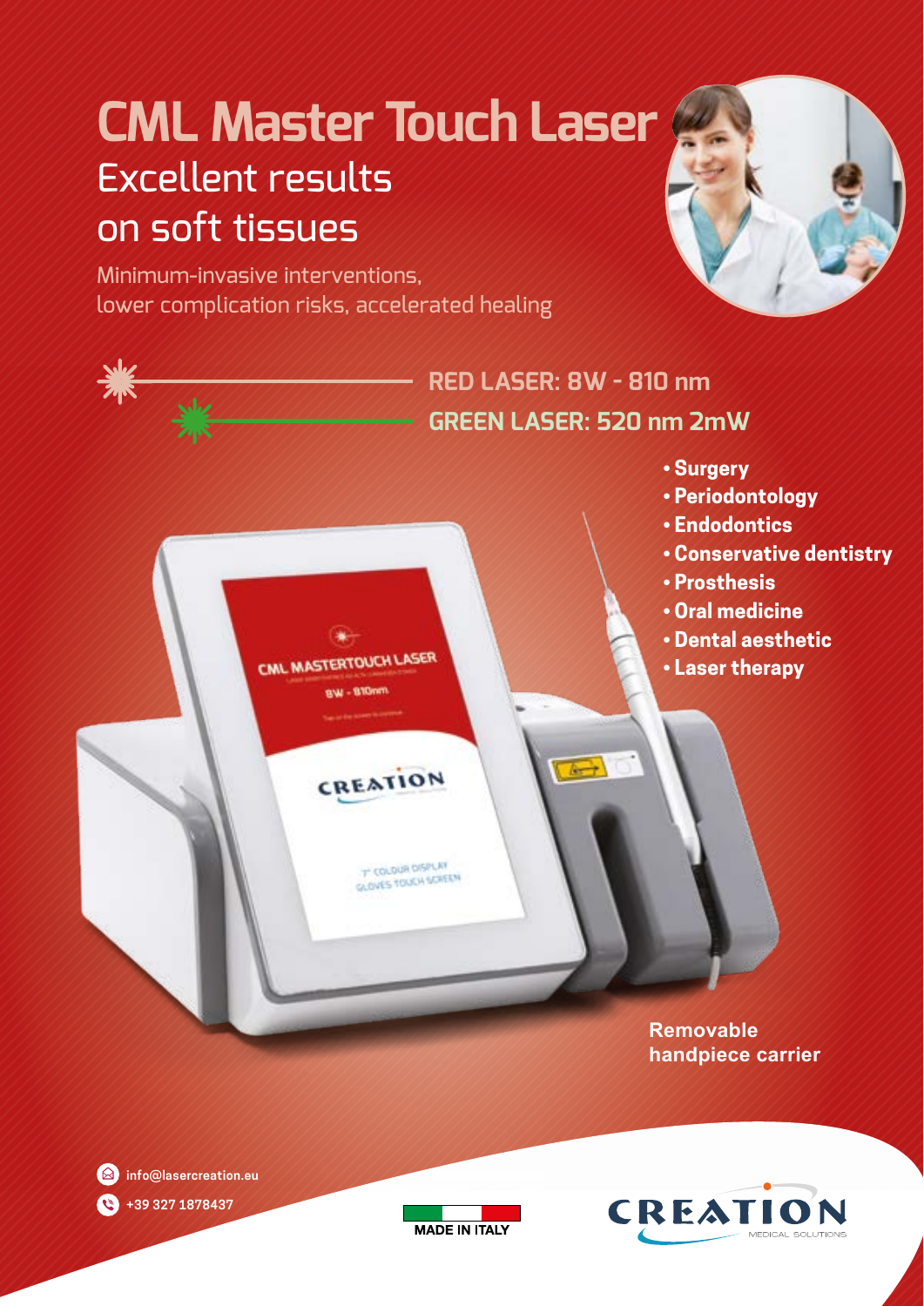# CML Master Touch Laser

## Excellent results on soft tissues

Minimum-invasive interventions, lower complication risks, accelerated healing

**RED LASER: 8W - 810 nm**

**GREEN LASER: 520 nm 2mW**

- **Surgery**
- **Periodontology**
- **Endodontics**
- **Conservative dentistry**
- **Prosthesis**
- **Oral medicine**
- **Dental aesthetic**
- **Laser therapy**

CML MASTERTOUCH LASER

8W - 810nm

CREATION

7" COLOUR DISPLAY
GLOVES TOUCH SCREEN

**Removable handpiece carrier**

info@lasercreation.eu

+39 327 1878437

MADE IN ITALY

CREATION MEDICAL SOLUTIONS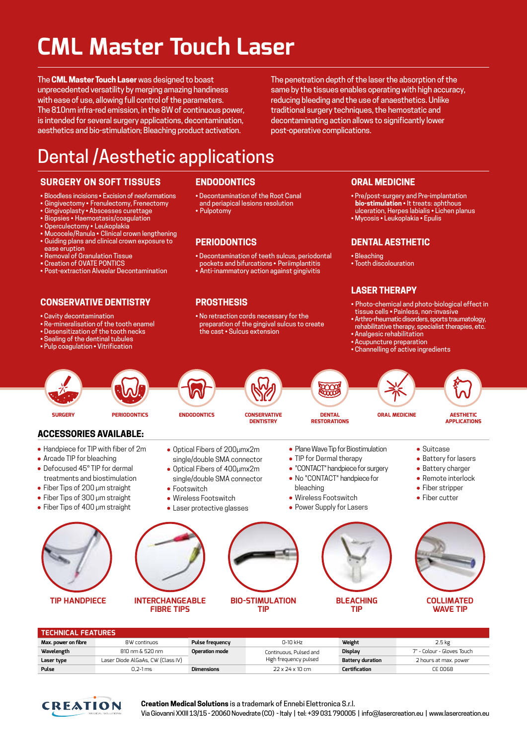# CML Master Touch Laser

The **CML Master Touch Laser** was designed to boast unprecedented versatility by merging amazing handiness with ease of use, allowing full control of the parameters. The 810nm infra-red emission, in the 8W of continuous power, is intended for several surgery applications, decontamination, aesthetics and bio-stimulation; Bleaching product activation.

The penetration depth of the laser the absorption of the same by the tissues enables operating with high accuracy, reducing bleeding and the use of anaesthetics. Unlike traditional surgery techniques, the hemostatic and decontaminating action allows to significantly lower post-operative complications.

# Dental /Aesthetic applications

## SURGERY ON SOFT TISSUES

- Bloodless incisions • Excision of neoformations
- Gingivectomy • Frenulectomy, Frenectomy
- Gingivoplasty • Abscesses curettage
- Biopsies • Haemostasis/coagulation
- Operculectomy • Leukoplakia
- Mucocele/Ranula • Clinical crown lengthening
- Guiding plans and clinical crown exposure to ease eruption
- Removal of Granulation Tissue
- Creation of OVATE PONTICS
- Post-extraction Alveolar Decontamination

## CONSERVATIVE DENTISTRY

- Cavity decontamination
- Re-mineralisation of the tooth enamel
- Desensitization of the tooth necks
- Sealing of the dentinal tubules
- Pulp coagulation • Vitrification

## ENDODONTICS

- Decontamination of the Root Canal and periapical lesions resolution
- Pulpotomy

## PERIODONTICS

- Decontamination of teeth sulcus, periodontal pockets and bifurcations • Periimplantitis
- Anti-inammatory action against gingivitis

## PROSTHESIS

- No retraction cords necessary for the preparation of the gingival sulcus to create the cast • Sulcus extension

## ORAL MEDICINE

- Pre/post-surgery and Pre-implantation **bio-stimulation** • It treats: aphthous ulceration, Herpes labialis • Lichen planus
- Mycosis • Leukoplakia • Epulis

## DENTAL AESTHETIC

- Bleaching
- Tooth discolouration

## LASER THERAPY

- Photo-chemical and photo-biological effect in tissue cells • Painless, non-invasive
- Arthro-rheumatic disorders, sports traumatology, rehabilitative therapy, specialist therapies, etc.
- Analgesic rehabilitation
- Acupuncture preparation
- Channelling of active ingredients

SURGERY | PERIODONTICS | ENDODONTICS | CONSERVATIVE DENTISTRY | DENTAL RESTORATIONS | ORAL MEDICINE | AESTHETIC APPLICATIONS

## ACCESSORIES AVAILABLE:

- Handpiece for TIP with fiber of 2m
- Arcade TIP for bleaching
- Defocused 45° TIP for dermal treatments and biostimulation
- Fiber Tips of 200 µm straight
- Fiber Tips of 300 µm straight
- Fiber Tips of 400 µm straight
- Optical Fibers of 200µmx2m single/double SMA connector
- Optical Fibers of 400µmx2m single/double SMA connector
- Footswitch
- Wireless Footswitch
- Laser protective glasses
- Plane Wave Tip for Biostimulation
- TIP for Dermal therapy
- "CONTACT" handpiece for surgery
- No "CONTACT" handpiece for bleaching
- Wireless Footswitch
- Power Supply for Lasers
- Suitcase
- Battery for lasers
- Battery charger
- Remote interlock
- Fiber stripper
- Fiber cutter

TIP HANDPIECE

INTERCHANGEABLE FIBRE TIPS

BIO-STIMULATION TIP

BLEACHING TIP

COLLIMATED WAVE TIP

## TECHNICAL FEATURES

| | | | | | |
|---|---|---|---|---|---|
| **Max. power on fibre** | 8W continuos | **Pulse frequency** | 0-10 kHz | **Weight** | 2.5 kg |
| **Wavelength** | 810 nm & 520 nm | **Operation mode** | Continuous, Pulsed and High frequency pulsed | **Display** | 7" - Colour - Gloves Touch |
| **Laser type** | Laser Diode AlGaAs, CW (Class IV) | | | **Battery duration** | 2 hours at max. power |
| **Pulse** | 0,2-1 ms | **Dimensions** | 22 x 24 x 10 cm | **Certification** | CE 0068 |

CREATION

**Creation Medical Solutions** is a trademark of Ennebi Elettronica S.r.l.
Via Giovanni XXIII 13/15 - 20060 Novedrate (CO) - Italy | tel: +39 031 790005 | info@lasercreation.eu | www.lasercreation.eu